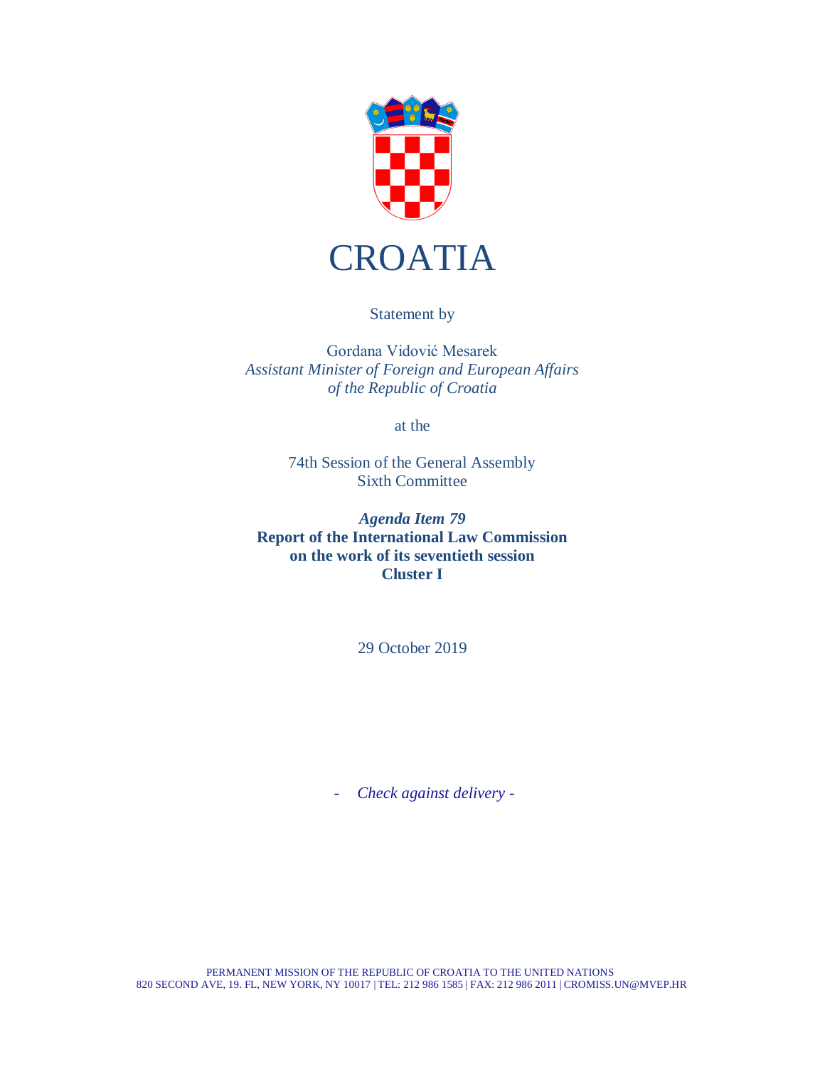# CROATIA

Statement by

Gordana Vidović Mesarek
*Assistant Minister of Foreign and European Affairs*
*of the Republic of Croatia*

at the

74th Session of the General Assembly
Sixth Committee

***Agenda Item 79***
**Report of the International Law Commission**
**on the work of its seventieth session**
**Cluster I**

29 October 2019

- *Check against delivery* -

PERMANENT MISSION OF THE REPUBLIC OF CROATIA TO THE UNITED NATIONS
820 SECOND AVE, 19. FL, NEW YORK, NY 10017 | TEL: 212 986 1585 | FAX: 212 986 2011 | CROMISS.UN@MVEP.HR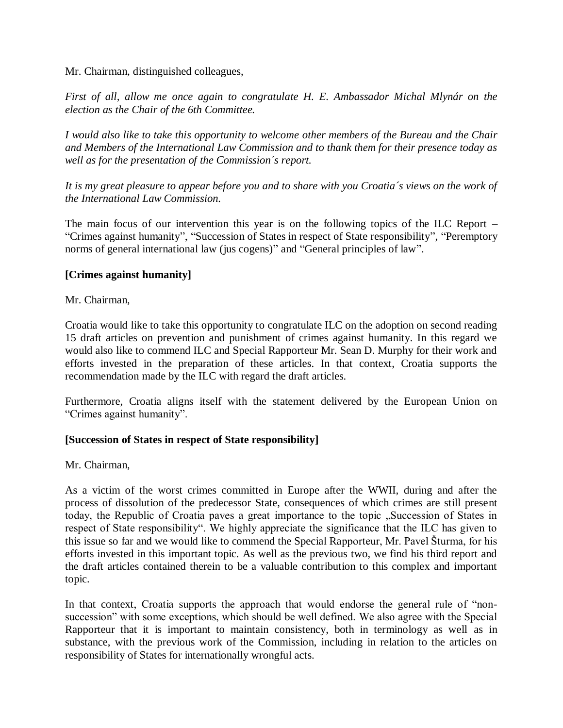Mr. Chairman, distinguished colleagues,

*First of all, allow me once again to congratulate H. E. Ambassador Michal Mlynár on the election as the Chair of the 6th Committee.*

*I would also like to take this opportunity to welcome other members of the Bureau and the Chair and Members of the International Law Commission and to thank them for their presence today as well as for the presentation of the Commission´s report.*

*It is my great pleasure to appear before you and to share with you Croatia´s views on the work of the International Law Commission.*

The main focus of our intervention this year is on the following topics of the ILC Report – “Crimes against humanity”, “Succession of States in respect of State responsibility”, “Peremptory norms of general international law (jus cogens)” and “General principles of law”.

**[Crimes against humanity]**

Mr. Chairman,

Croatia would like to take this opportunity to congratulate ILC on the adoption on second reading 15 draft articles on prevention and punishment of crimes against humanity. In this regard we would also like to commend ILC and Special Rapporteur Mr. Sean D. Murphy for their work and efforts invested in the preparation of these articles. In that context, Croatia supports the recommendation made by the ILC with regard the draft articles.

Furthermore, Croatia aligns itself with the statement delivered by the European Union on “Crimes against humanity”.

**[Succession of States in respect of State responsibility]**

Mr. Chairman,

As a victim of the worst crimes committed in Europe after the WWII, during and after the process of dissolution of the predecessor State, consequences of which crimes are still present today, the Republic of Croatia paves a great importance to the topic „Succession of States in respect of State responsibility“. We highly appreciate the significance that the ILC has given to this issue so far and we would like to commend the Special Rapporteur, Mr. Pavel Šturma, for his efforts invested in this important topic. As well as the previous two, we find his third report and the draft articles contained therein to be a valuable contribution to this complex and important topic.

In that context, Croatia supports the approach that would endorse the general rule of “non-succession” with some exceptions, which should be well defined. We also agree with the Special Rapporteur that it is important to maintain consistency, both in terminology as well as in substance, with the previous work of the Commission, including in relation to the articles on responsibility of States for internationally wrongful acts.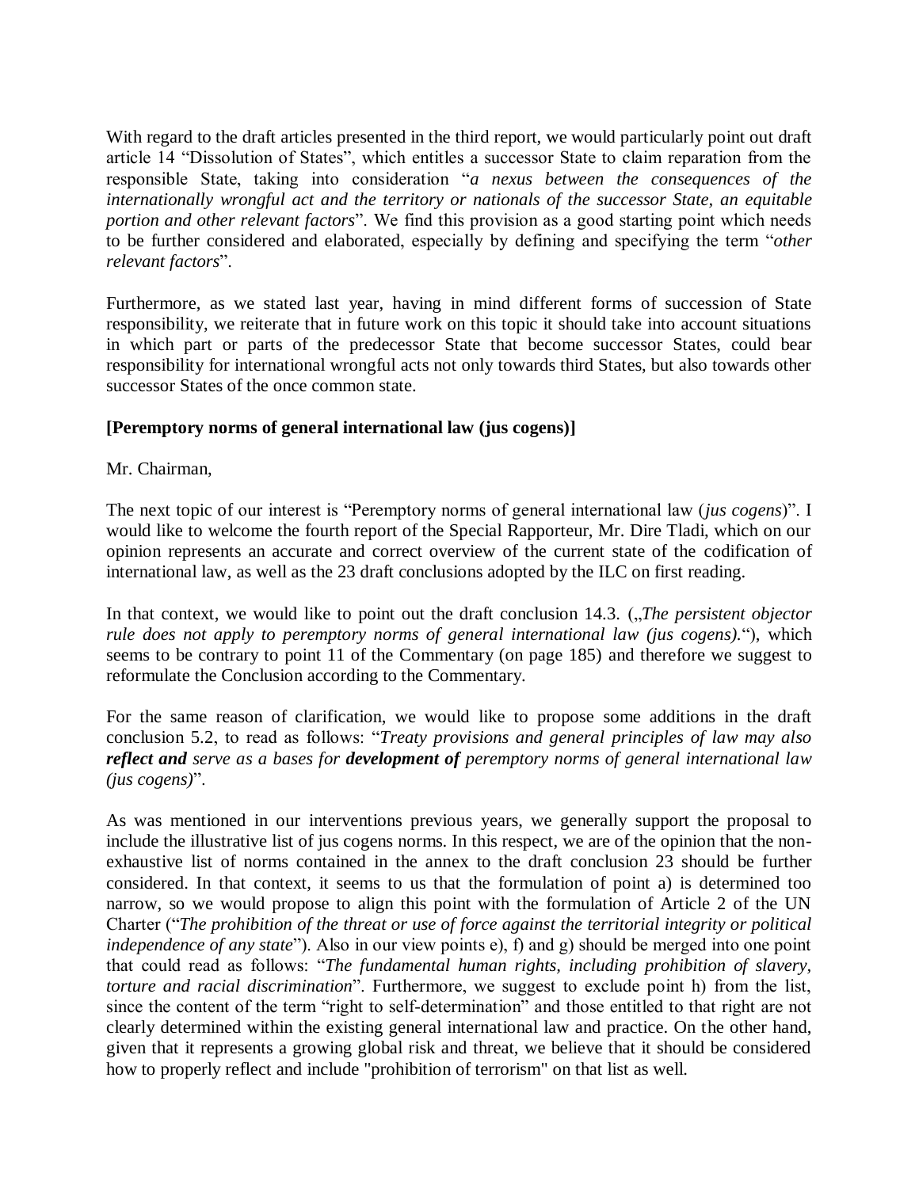With regard to the draft articles presented in the third report, we would particularly point out draft article 14 "Dissolution of States", which entitles a successor State to claim reparation from the responsible State, taking into consideration "*a nexus between the consequences of the internationally wrongful act and the territory or nationals of the successor State, an equitable portion and other relevant factors*". We find this provision as a good starting point which needs to be further considered and elaborated, especially by defining and specifying the term "*other relevant factors*".

Furthermore, as we stated last year, having in mind different forms of succession of State responsibility, we reiterate that in future work on this topic it should take into account situations in which part or parts of the predecessor State that become successor States, could bear responsibility for international wrongful acts not only towards third States, but also towards other successor States of the once common state.

**[Peremptory norms of general international law (jus cogens)]**

Mr. Chairman,

The next topic of our interest is "Peremptory norms of general international law (*jus cogens*)". I would like to welcome the fourth report of the Special Rapporteur, Mr. Dire Tladi, which on our opinion represents an accurate and correct overview of the current state of the codification of international law, as well as the 23 draft conclusions adopted by the ILC on first reading.

In that context, we would like to point out the draft conclusion 14.3. („*The persistent objector rule does not apply to peremptory norms of general international law (jus cogens).*"), which seems to be contrary to point 11 of the Commentary (on page 185) and therefore we suggest to reformulate the Conclusion according to the Commentary.

For the same reason of clarification, we would like to propose some additions in the draft conclusion 5.2, to read as follows: "*Treaty provisions and general principles of law may also **reflect and** serve as a bases for **development of** peremptory norms of general international law (jus cogens)*".

As was mentioned in our interventions previous years, we generally support the proposal to include the illustrative list of jus cogens norms. In this respect, we are of the opinion that the non-exhaustive list of norms contained in the annex to the draft conclusion 23 should be further considered. In that context, it seems to us that the formulation of point a) is determined too narrow, so we would propose to align this point with the formulation of Article 2 of the UN Charter ("*The prohibition of the threat or use of force against the territorial integrity or political independence of any state*"). Also in our view points e), f) and g) should be merged into one point that could read as follows: "*The fundamental human rights, including prohibition of slavery, torture and racial discrimination*". Furthermore, we suggest to exclude point h) from the list, since the content of the term "right to self-determination" and those entitled to that right are not clearly determined within the existing general international law and practice. On the other hand, given that it represents a growing global risk and threat, we believe that it should be considered how to properly reflect and include "prohibition of terrorism" on that list as well.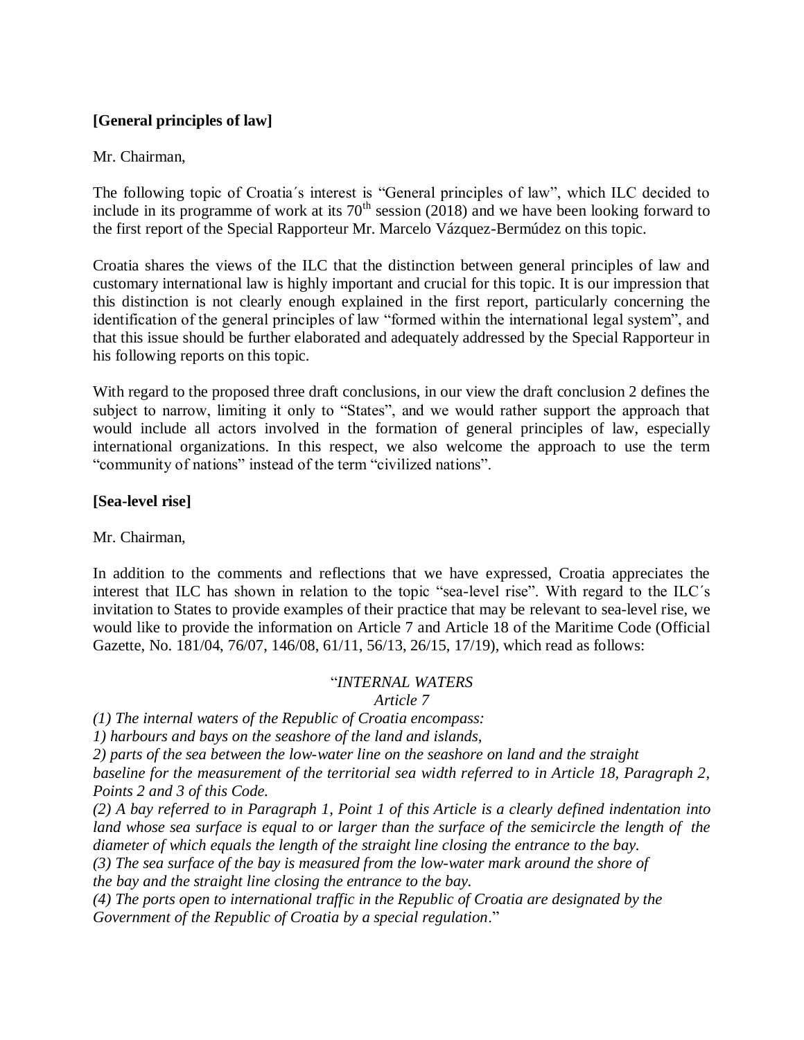**[General principles of law]**

Mr. Chairman,

The following topic of Croatia´s interest is "General principles of law", which ILC decided to include in its programme of work at its 70th session (2018) and we have been looking forward to the first report of the Special Rapporteur Mr. Marcelo Vázquez-Bermúdez on this topic.

Croatia shares the views of the ILC that the distinction between general principles of law and customary international law is highly important and crucial for this topic. It is our impression that this distinction is not clearly enough explained in the first report, particularly concerning the identification of the general principles of law "formed within the international legal system", and that this issue should be further elaborated and adequately addressed by the Special Rapporteur in his following reports on this topic.

With regard to the proposed three draft conclusions, in our view the draft conclusion 2 defines the subject to narrow, limiting it only to "States", and we would rather support the approach that would include all actors involved in the formation of general principles of law, especially international organizations. In this respect, we also welcome the approach to use the term "community of nations" instead of the term "civilized nations".

**[Sea-level rise]**

Mr. Chairman,

In addition to the comments and reflections that we have expressed, Croatia appreciates the interest that ILC has shown in relation to the topic "sea-level rise". With regard to the ILC´s invitation to States to provide examples of their practice that may be relevant to sea-level rise, we would like to provide the information on Article 7 and Article 18 of the Maritime Code (Official Gazette, No. 181/04, 76/07, 146/08, 61/11, 56/13, 26/15, 17/19), which read as follows:

"*INTERNAL WATERS*

*Article 7*

*(1) The internal waters of the Republic of Croatia encompass:*

*1) harbours and bays on the seashore of the land and islands,*

*2) parts of the sea between the low-water line on the seashore on land and the straight baseline for the measurement of the territorial sea width referred to in Article 18, Paragraph 2, Points 2 and 3 of this Code.*

*(2) A bay referred to in Paragraph 1, Point 1 of this Article is a clearly defined indentation into land whose sea surface is equal to or larger than the surface of the semicircle the length of the diameter of which equals the length of the straight line closing the entrance to the bay.*

*(3) The sea surface of the bay is measured from the low-water mark around the shore of the bay and the straight line closing the entrance to the bay.*

*(4) The ports open to international traffic in the Republic of Croatia are designated by the Government of the Republic of Croatia by a special regulation*."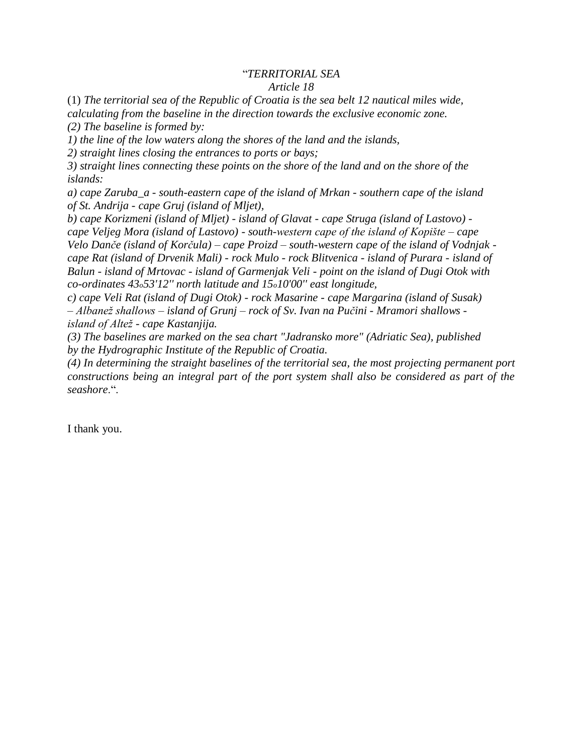"*TERRITORIAL SEA*

*Article 18*

(1) *The territorial sea of the Republic of Croatia is the sea belt 12 nautical miles wide, calculating from the baseline in the direction towards the exclusive economic zone.*

*(2) The baseline is formed by:*

*1) the line of the low waters along the shores of the land and the islands,*

*2) straight lines closing the entrances to ports or bays;*

*3) straight lines connecting these points on the shore of the land and on the shore of the islands:*

*a) cape Zaruba_a - south-eastern cape of the island of Mrkan - southern cape of the island of St. Andrija - cape Gruj (island of Mljet),*

*b) cape Korizmeni (island of Mljet) - island of Glavat - cape Struga (island of Lastovo) - cape Veljeg Mora (island of Lastovo) - south-western cape of the island of Kopište – cape Velo Danče (island of Korčula) – cape Proizd – south-western cape of the island of Vodnjak - cape Rat (island of Drvenik Mali) - rock Mulo - rock Blitvenica - island of Purara - island of Balun - island of Mrtovac - island of Garmenjak Veli - point on the island of Dugi Otok with co-ordinates 43o53'12'' north latitude and 15o10'00'' east longitude,*

*c) cape Veli Rat (island of Dugi Otok) - rock Masarine - cape Margarina (island of Susak) – Albanež shallows – island of Grunj – rock of Sv. Ivan na Pučini - Mramori shallows - island of Altež - cape Kastanjija.*

*(3) The baselines are marked on the sea chart "Jadransko more" (Adriatic Sea), published by the Hydrographic Institute of the Republic of Croatia.*

*(4) In determining the straight baselines of the territorial sea, the most projecting permanent port constructions being an integral part of the port system shall also be considered as part of the seashore*.".

I thank you.